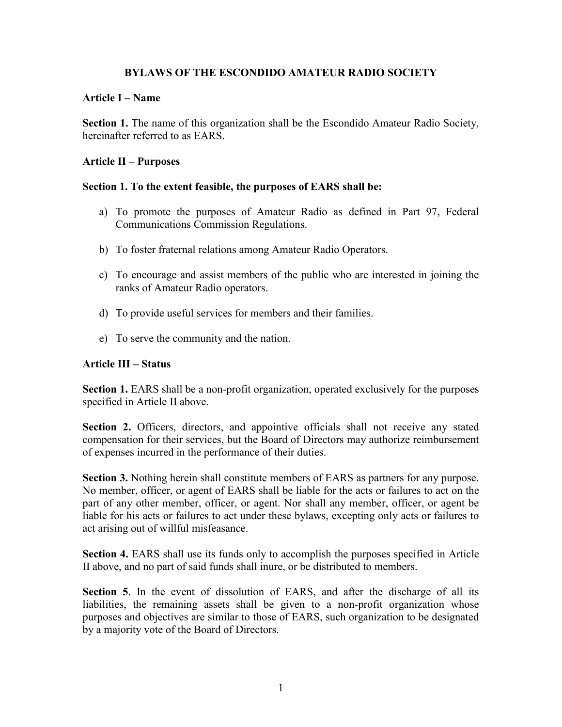# BYLAWS OF THE ESCONDIDO AMATEUR RADIO SOCIETY

## Article I – Name

**Section 1.** The name of this organization shall be the Escondido Amateur Radio Society, hereinafter referred to as EARS.

## Article II – Purposes

**Section 1. To the extent feasible, the purposes of EARS shall be:**

a) To promote the purposes of Amateur Radio as defined in Part 97, Federal Communications Commission Regulations.

b) To foster fraternal relations among Amateur Radio Operators.

c) To encourage and assist members of the public who are interested in joining the ranks of Amateur Radio operators.

d) To provide useful services for members and their families.

e) To serve the community and the nation.

## Article III – Status

**Section 1.** EARS shall be a non-profit organization, operated exclusively for the purposes specified in Article II above.

**Section 2.** Officers, directors, and appointive officials shall not receive any stated compensation for their services, but the Board of Directors may authorize reimbursement of expenses incurred in the performance of their duties.

**Section 3.** Nothing herein shall constitute members of EARS as partners for any purpose. No member, officer, or agent of EARS shall be liable for the acts or failures to act on the part of any other member, officer, or agent. Nor shall any member, officer, or agent be liable for his acts or failures to act under these bylaws, excepting only acts or failures to act arising out of willful misfeasance.

**Section 4.** EARS shall use its funds only to accomplish the purposes specified in Article II above, and no part of said funds shall inure, or be distributed to members.

**Section 5**. In the event of dissolution of EARS, and after the discharge of all its liabilities, the remaining assets shall be given to a non-profit organization whose purposes and objectives are similar to those of EARS, such organization to be designated by a majority vote of the Board of Directors.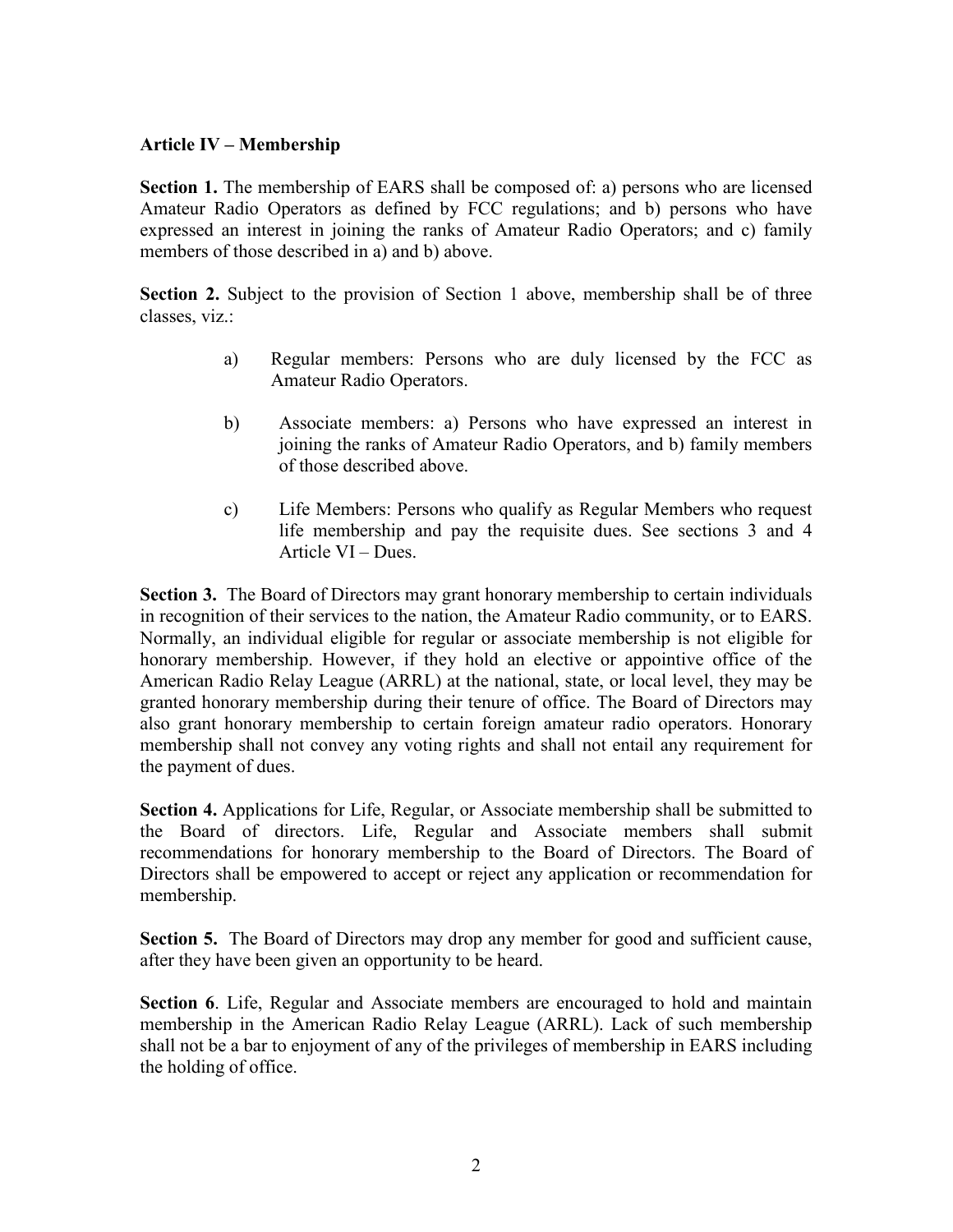**Article IV – Membership**

**Section 1.** The membership of EARS shall be composed of: a) persons who are licensed Amateur Radio Operators as defined by FCC regulations; and b) persons who have expressed an interest in joining the ranks of Amateur Radio Operators; and c) family members of those described in a) and b) above.

**Section 2.** Subject to the provision of Section 1 above, membership shall be of three classes, viz.:

a) Regular members: Persons who are duly licensed by the FCC as Amateur Radio Operators.

b) Associate members: a) Persons who have expressed an interest in joining the ranks of Amateur Radio Operators, and b) family members of those described above.

c) Life Members: Persons who qualify as Regular Members who request life membership and pay the requisite dues. See sections 3 and 4 Article VI – Dues.

**Section 3.** The Board of Directors may grant honorary membership to certain individuals in recognition of their services to the nation, the Amateur Radio community, or to EARS. Normally, an individual eligible for regular or associate membership is not eligible for honorary membership. However, if they hold an elective or appointive office of the American Radio Relay League (ARRL) at the national, state, or local level, they may be granted honorary membership during their tenure of office. The Board of Directors may also grant honorary membership to certain foreign amateur radio operators. Honorary membership shall not convey any voting rights and shall not entail any requirement for the payment of dues.

**Section 4.** Applications for Life, Regular, or Associate membership shall be submitted to the Board of directors. Life, Regular and Associate members shall submit recommendations for honorary membership to the Board of Directors. The Board of Directors shall be empowered to accept or reject any application or recommendation for membership.

**Section 5.** The Board of Directors may drop any member for good and sufficient cause, after they have been given an opportunity to be heard.

**Section 6**. Life, Regular and Associate members are encouraged to hold and maintain membership in the American Radio Relay League (ARRL). Lack of such membership shall not be a bar to enjoyment of any of the privileges of membership in EARS including the holding of office.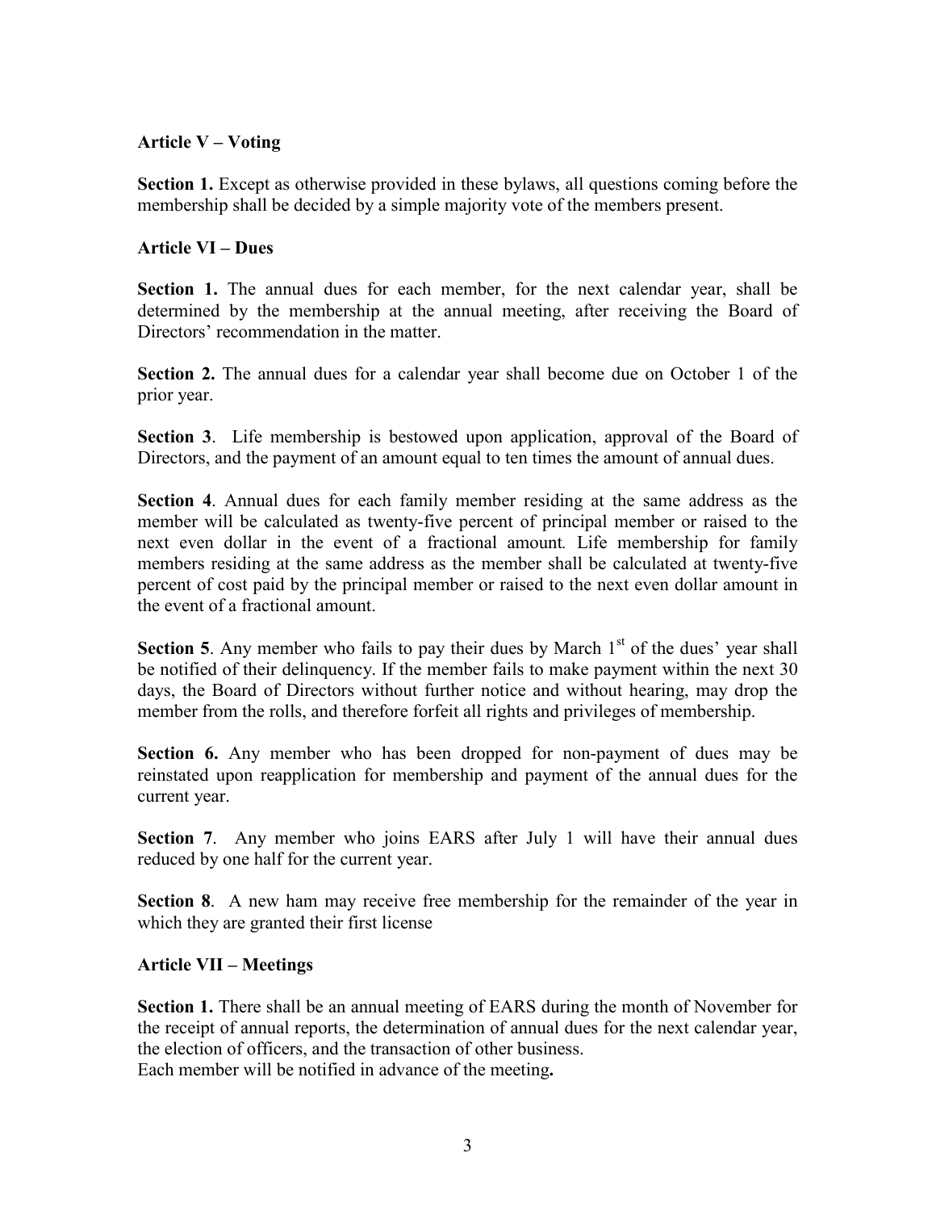**Article V – Voting**

**Section 1.** Except as otherwise provided in these bylaws, all questions coming before the membership shall be decided by a simple majority vote of the members present.

**Article VI – Dues**

**Section 1.** The annual dues for each member, for the next calendar year, shall be determined by the membership at the annual meeting, after receiving the Board of Directors' recommendation in the matter.

**Section 2.** The annual dues for a calendar year shall become due on October 1 of the prior year.

**Section 3**. Life membership is bestowed upon application, approval of the Board of Directors, and the payment of an amount equal to ten times the amount of annual dues.

**Section 4**. Annual dues for each family member residing at the same address as the member will be calculated as twenty-five percent of principal member or raised to the next even dollar in the event of a fractional amount. Life membership for family members residing at the same address as the member shall be calculated at twenty-five percent of cost paid by the principal member or raised to the next even dollar amount in the event of a fractional amount.

**Section 5**. Any member who fails to pay their dues by March 1st of the dues' year shall be notified of their delinquency. If the member fails to make payment within the next 30 days, the Board of Directors without further notice and without hearing, may drop the member from the rolls, and therefore forfeit all rights and privileges of membership.

**Section 6.** Any member who has been dropped for non-payment of dues may be reinstated upon reapplication for membership and payment of the annual dues for the current year.

**Section 7**. Any member who joins EARS after July 1 will have their annual dues reduced by one half for the current year.

**Section 8**. A new ham may receive free membership for the remainder of the year in which they are granted their first license

**Article VII – Meetings**

**Section 1.** There shall be an annual meeting of EARS during the month of November for the receipt of annual reports, the determination of annual dues for the next calendar year, the election of officers, and the transaction of other business.
Each member will be notified in advance of the meeting**.**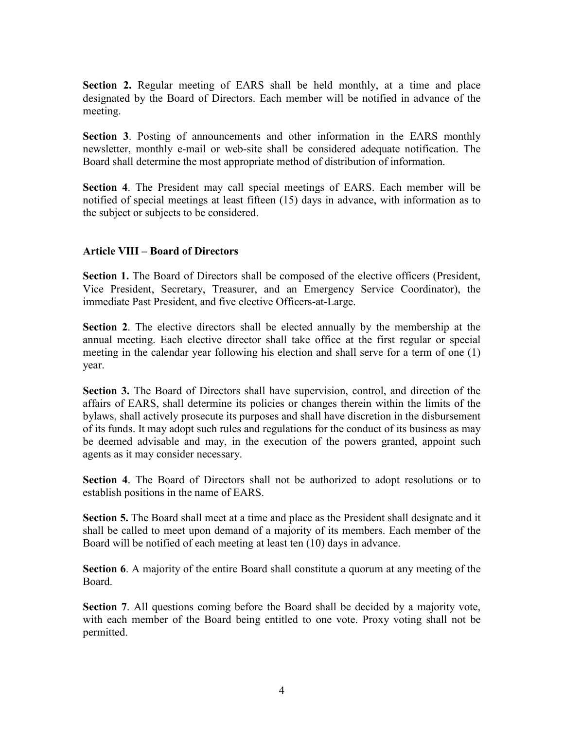**Section 2.** Regular meeting of EARS shall be held monthly, at a time and place designated by the Board of Directors. Each member will be notified in advance of the meeting.

**Section 3**. Posting of announcements and other information in the EARS monthly newsletter, monthly e-mail or web-site shall be considered adequate notification. The Board shall determine the most appropriate method of distribution of information.

**Section 4**. The President may call special meetings of EARS. Each member will be notified of special meetings at least fifteen (15) days in advance, with information as to the subject or subjects to be considered.

**Article VIII – Board of Directors**

**Section 1.** The Board of Directors shall be composed of the elective officers (President, Vice President, Secretary, Treasurer, and an Emergency Service Coordinator), the immediate Past President, and five elective Officers-at-Large.

**Section 2**. The elective directors shall be elected annually by the membership at the annual meeting. Each elective director shall take office at the first regular or special meeting in the calendar year following his election and shall serve for a term of one (1) year.

**Section 3.** The Board of Directors shall have supervision, control, and direction of the affairs of EARS, shall determine its policies or changes therein within the limits of the bylaws, shall actively prosecute its purposes and shall have discretion in the disbursement of its funds. It may adopt such rules and regulations for the conduct of its business as may be deemed advisable and may, in the execution of the powers granted, appoint such agents as it may consider necessary.

**Section 4**. The Board of Directors shall not be authorized to adopt resolutions or to establish positions in the name of EARS.

**Section 5.** The Board shall meet at a time and place as the President shall designate and it shall be called to meet upon demand of a majority of its members. Each member of the Board will be notified of each meeting at least ten (10) days in advance.

**Section 6**. A majority of the entire Board shall constitute a quorum at any meeting of the Board.

**Section 7**. All questions coming before the Board shall be decided by a majority vote, with each member of the Board being entitled to one vote. Proxy voting shall not be permitted.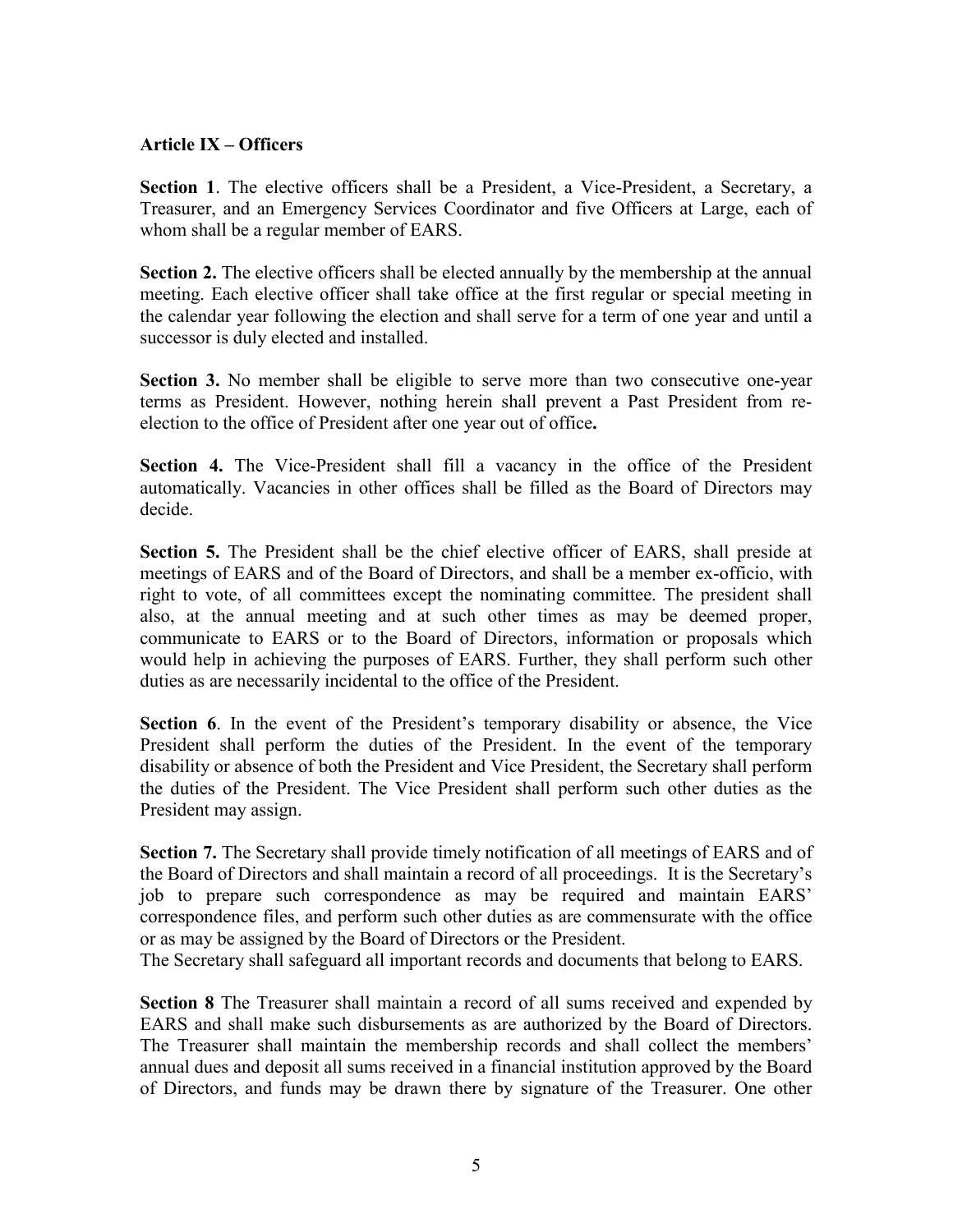**Article IX – Officers**

**Section 1**. The elective officers shall be a President, a Vice-President, a Secretary, a Treasurer, and an Emergency Services Coordinator and five Officers at Large, each of whom shall be a regular member of EARS.

**Section 2.** The elective officers shall be elected annually by the membership at the annual meeting. Each elective officer shall take office at the first regular or special meeting in the calendar year following the election and shall serve for a term of one year and until a successor is duly elected and installed.

**Section 3.** No member shall be eligible to serve more than two consecutive one-year terms as President. However, nothing herein shall prevent a Past President from re-election to the office of President after one year out of office**.**

**Section 4.** The Vice-President shall fill a vacancy in the office of the President automatically. Vacancies in other offices shall be filled as the Board of Directors may decide.

**Section 5.** The President shall be the chief elective officer of EARS, shall preside at meetings of EARS and of the Board of Directors, and shall be a member ex-officio, with right to vote, of all committees except the nominating committee. The president shall also, at the annual meeting and at such other times as may be deemed proper, communicate to EARS or to the Board of Directors, information or proposals which would help in achieving the purposes of EARS. Further, they shall perform such other duties as are necessarily incidental to the office of the President.

**Section 6**. In the event of the President's temporary disability or absence, the Vice President shall perform the duties of the President. In the event of the temporary disability or absence of both the President and Vice President, the Secretary shall perform the duties of the President. The Vice President shall perform such other duties as the President may assign.

**Section 7.** The Secretary shall provide timely notification of all meetings of EARS and of the Board of Directors and shall maintain a record of all proceedings. It is the Secretary's job to prepare such correspondence as may be required and maintain EARS' correspondence files, and perform such other duties as are commensurate with the office or as may be assigned by the Board of Directors or the President.
The Secretary shall safeguard all important records and documents that belong to EARS.

**Section 8** The Treasurer shall maintain a record of all sums received and expended by EARS and shall make such disbursements as are authorized by the Board of Directors. The Treasurer shall maintain the membership records and shall collect the members' annual dues and deposit all sums received in a financial institution approved by the Board of Directors, and funds may be drawn there by signature of the Treasurer. One other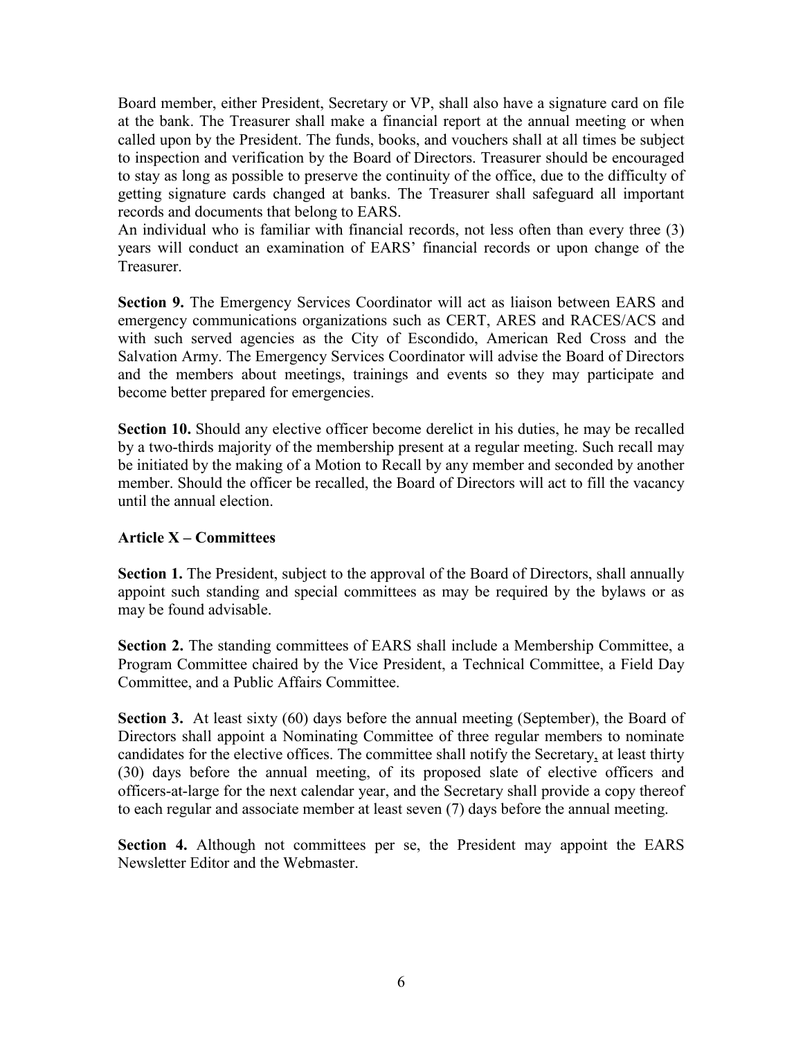Board member, either President, Secretary or VP, shall also have a signature card on file at the bank. The Treasurer shall make a financial report at the annual meeting or when called upon by the President. The funds, books, and vouchers shall at all times be subject to inspection and verification by the Board of Directors. Treasurer should be encouraged to stay as long as possible to preserve the continuity of the office, due to the difficulty of getting signature cards changed at banks. The Treasurer shall safeguard all important records and documents that belong to EARS.
An individual who is familiar with financial records, not less often than every three (3) years will conduct an examination of EARS' financial records or upon change of the Treasurer.

**Section 9.** The Emergency Services Coordinator will act as liaison between EARS and emergency communications organizations such as CERT, ARES and RACES/ACS and with such served agencies as the City of Escondido, American Red Cross and the Salvation Army. The Emergency Services Coordinator will advise the Board of Directors and the members about meetings, trainings and events so they may participate and become better prepared for emergencies.

**Section 10.** Should any elective officer become derelict in his duties, he may be recalled by a two-thirds majority of the membership present at a regular meeting. Such recall may be initiated by the making of a Motion to Recall by any member and seconded by another member. Should the officer be recalled, the Board of Directors will act to fill the vacancy until the annual election.

## Article X – Committees

**Section 1.** The President, subject to the approval of the Board of Directors, shall annually appoint such standing and special committees as may be required by the bylaws or as may be found advisable.

**Section 2.** The standing committees of EARS shall include a Membership Committee, a Program Committee chaired by the Vice President, a Technical Committee, a Field Day Committee, and a Public Affairs Committee.

**Section 3.** At least sixty (60) days before the annual meeting (September), the Board of Directors shall appoint a Nominating Committee of three regular members to nominate candidates for the elective offices. The committee shall notify the Secretary, at least thirty (30) days before the annual meeting, of its proposed slate of elective officers and officers-at-large for the next calendar year, and the Secretary shall provide a copy thereof to each regular and associate member at least seven (7) days before the annual meeting.

**Section 4.** Although not committees per se, the President may appoint the EARS Newsletter Editor and the Webmaster.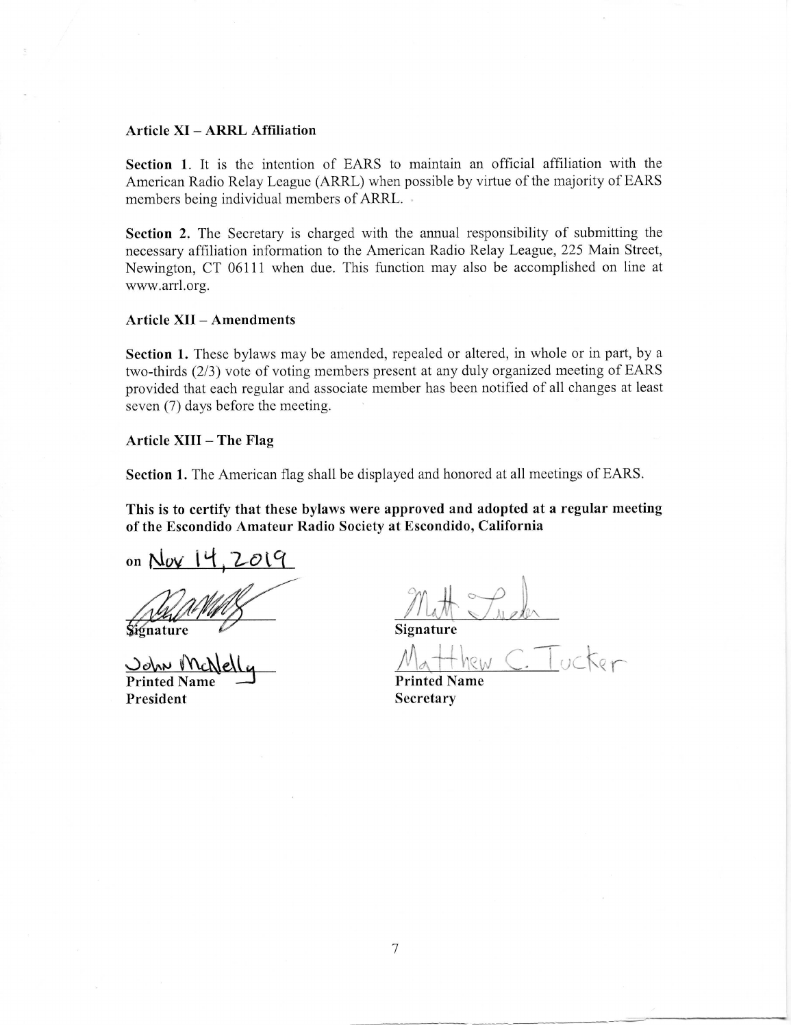**Article XI – ARRL Affiliation**

**Section 1.** It is the intention of EARS to maintain an official affiliation with the American Radio Relay League (ARRL) when possible by virtue of the majority of EARS members being individual members of ARRL.

**Section 2.** The Secretary is charged with the annual responsibility of submitting the necessary affiliation information to the American Radio Relay League, 225 Main Street, Newington, CT 06111 when due. This function may also be accomplished on line at www.arrl.org.

**Article XII – Amendments**

**Section 1.** These bylaws may be amended, repealed or altered, in whole or in part, by a two-thirds (2/3) vote of voting members present at any duly organized meeting of EARS provided that each regular and associate member has been notified of all changes at least seven (7) days before the meeting.

**Article XIII – The Flag**

**Section 1.** The American flag shall be displayed and honored at all meetings of EARS.

**This is to certify that these bylaws were approved and adopted at a regular meeting of the Escondido Amateur Radio Society at Escondido, California**

on Nov 14, 2019

**Signature**

John McNelly
**Printed Name**
**President**

**Signature**

Matthew C. Tucker
**Printed Name**
**Secretary**